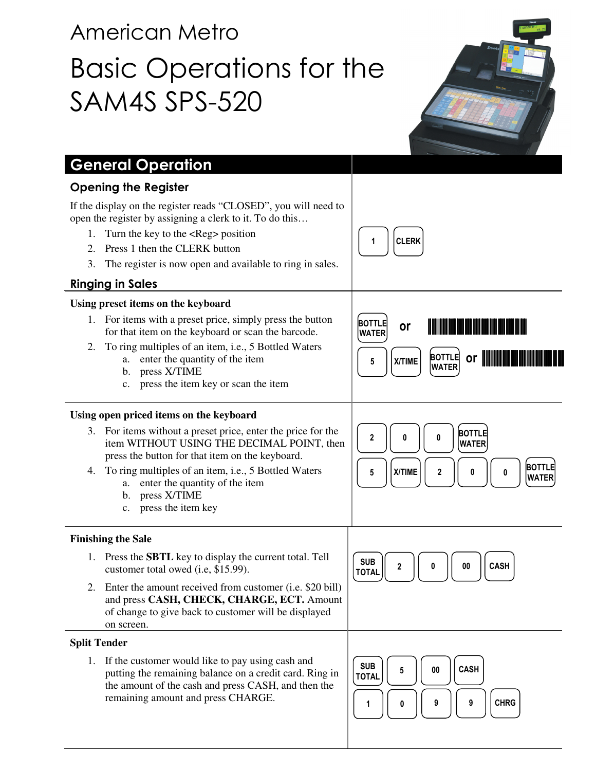American Metro

# Basic Operations for the SAM4S SPS-520

## General Operation

### Opening the Register

If the display on the register reads "CLOSED", you will need to open the register by assigning a clerk to it. To do this…

1. Turn the key to the <Reg> position
2. Press 1 then the CLERK button
3. The register is now open and available to ring in sales.

1 | CLERK

### Ringing in Sales

**Using preset items on the keyboard**

1. For items with a preset price, simply press the button for that item on the keyboard or scan the barcode.
2. To ring multiples of an item, i.e., 5 Bottled Waters
   a. enter the quantity of the item
   b. press X/TIME
   c. press the item key or scan the item

BOTTLE WATER or [barcode]

5 | X/TIME | BOTTLE WATER or [barcode]

**Using open priced items on the keyboard**

3. For items without a preset price, enter the price for the item WITHOUT USING THE DECIMAL POINT, then press the button for that item on the keyboard.
4. To ring multiples of an item, i.e., 5 Bottled Waters
   a. enter the quantity of the item
   b. press X/TIME
   c. press the item key

2 | 0 | 0 | BOTTLE WATER

5 | X/TIME | 2 | 0 | 0 | BOTTLE WATER

**Finishing the Sale**

1. Press the **SBTL** key to display the current total. Tell customer total owed (i.e, $15.99).
2. Enter the amount received from customer (i.e. $20 bill) and press **CASH, CHECK, CHARGE, ECT.** Amount of change to give back to customer will be displayed on screen.

SUB TOTAL | 2 | 0 | 00 | CASH

**Split Tender**

1. If the customer would like to pay using cash and putting the remaining balance on a credit card. Ring in the amount of the cash and press CASH, and then the remaining amount and press CHARGE.

SUB TOTAL | 5 | 00 | CASH

1 | 0 | 9 | 9 | CHRG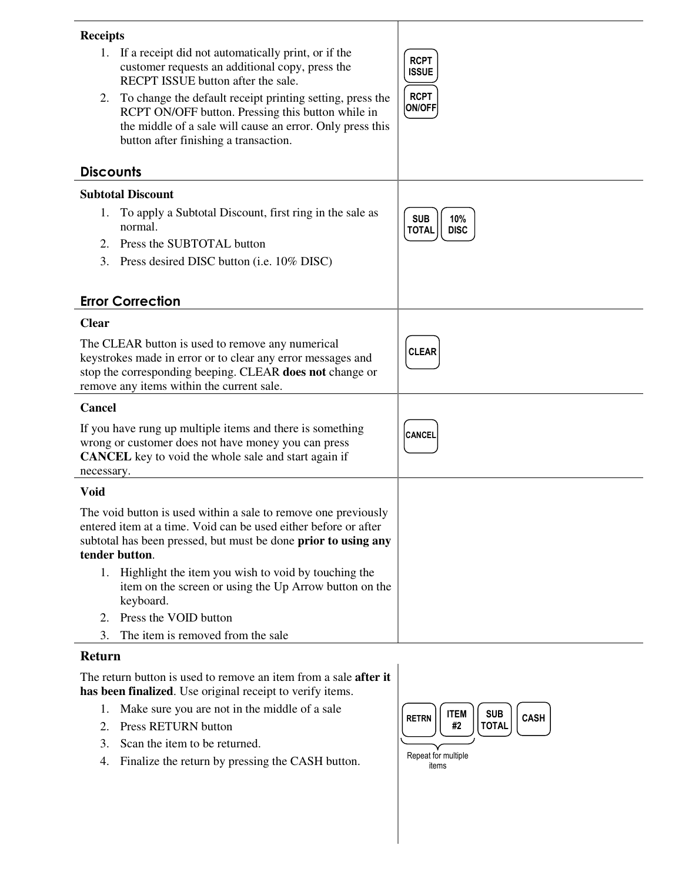### Receipts

1. If a receipt did not automatically print, or if the customer requests an additional copy, press the RECPT ISSUE button after the sale.
2. To change the default receipt printing setting, press the RCPT ON/OFF button. Pressing this button while in the middle of a sale will cause an error. Only press this button after finishing a transaction.

RCPT ISSUE

RCPT ON/OFF

## Discounts

### Subtotal Discount

1. To apply a Subtotal Discount, first ring in the sale as normal.
2. Press the SUBTOTAL button
3. Press desired DISC button (i.e. 10% DISC)

SUB TOTAL | 10% DISC

## Error Correction

### Clear

The CLEAR button is used to remove any numerical keystrokes made in error or to clear any error messages and stop the corresponding beeping. CLEAR **does not** change or remove any items within the current sale.

CLEAR

### Cancel

If you have rung up multiple items and there is something wrong or customer does not have money you can press **CANCEL** key to void the whole sale and start again if necessary.

CANCEL

### Void

The void button is used within a sale to remove one previously entered item at a time. Void can be used either before or after subtotal has been pressed, but must be done **prior to using any tender button**.

1. Highlight the item you wish to void by touching the item on the screen or using the Up Arrow button on the keyboard.
2. Press the VOID button
3. The item is removed from the sale

### Return

The return button is used to remove an item from a sale **after it has been finalized**. Use original receipt to verify items.

1. Make sure you are not in the middle of a sale
2. Press RETURN button
3. Scan the item to be returned.
4. Finalize the return by pressing the CASH button.

RETRN | ITEM #2 | SUB TOTAL | CASH

Repeat for multiple items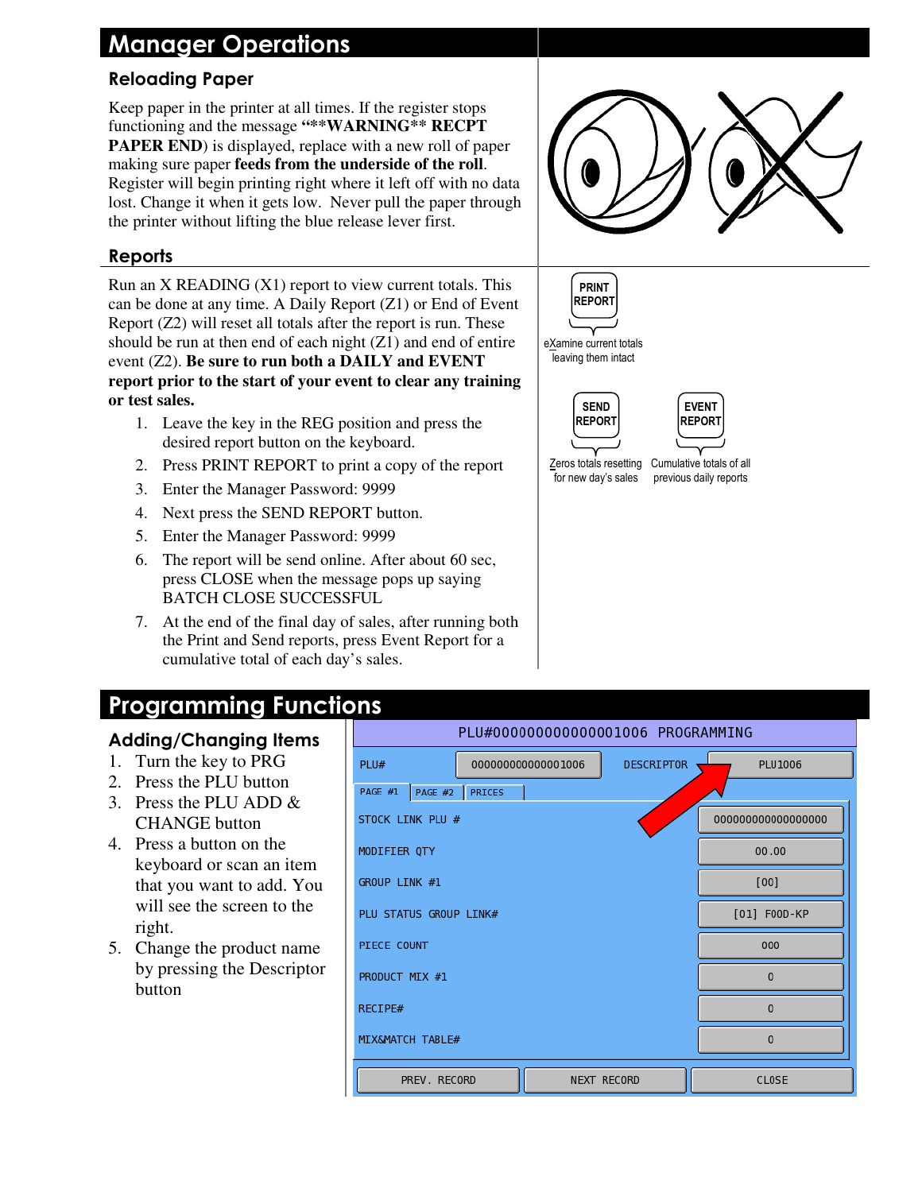# Manager Operations

## Reloading Paper

Keep paper in the printer at all times. If the register stops functioning and the message **"**WARNING** RECPT PAPER END**) is displayed, replace with a new roll of paper making sure paper **feeds from the underside of the roll**. Register will begin printing right where it left off with no data lost. Change it when it gets low. Never pull the paper through the printer without lifting the blue release lever first.

## Reports

Run an X READING (X1) report to view current totals. This can be done at any time. A Daily Report (Z1) or End of Event Report (Z2) will reset all totals after the report is run. These should be run at then end of each night (Z1) and end of entire event (Z2). **Be sure to run both a DAILY and EVENT report prior to the start of your event to clear any training or test sales.**

1. Leave the key in the REG position and press the desired report button on the keyboard.
2. Press PRINT REPORT to print a copy of the report
3. Enter the Manager Password: 9999
4. Next press the SEND REPORT button.
5. Enter the Manager Password: 9999
6. The report will be send online. After about 60 sec, press CLOSE when the message pops up saying BATCH CLOSE SUCCESSFUL
7. At the end of the final day of sales, after running both the Print and Send reports, press Event Report for a cumulative total of each day's sales.

PRINT REPORT — eXamine current totals leaving them intact

SEND REPORT — Zeros totals resetting for new day's sales

EVENT REPORT — Cumulative totals of all previous daily reports

# Programming Functions

## Adding/Changing Items

1. Turn the key to PRG
2. Press the PLU button
3. Press the PLU ADD & CHANGE button
4. Press a button on the keyboard or scan an item that you want to add. You will see the screen to the right.
5. Change the product name by pressing the Descriptor button

PLU#0000000000000001006 PROGRAMMING

| Field | Value |
|---|---|
| PLU# | 0000000000000001006 |
| DESCRIPTOR | PLU1006 |
| STOCK LINK PLU # | 00000000000000000 |
| MODIFIER QTY | 00.00 |
| GROUP LINK #1 | [00] |
| PLU STATUS GROUP LINK# | [01] FOOD-KP |
| PIECE COUNT | 000 |
| PRODUCT MIX #1 | 0 |
| RECIPE# | 0 |
| MIX&MATCH TABLE# | 0 |

PAGE #1 | PAGE #2 | PRICES

PREV. RECORD | NEXT RECORD | CLOSE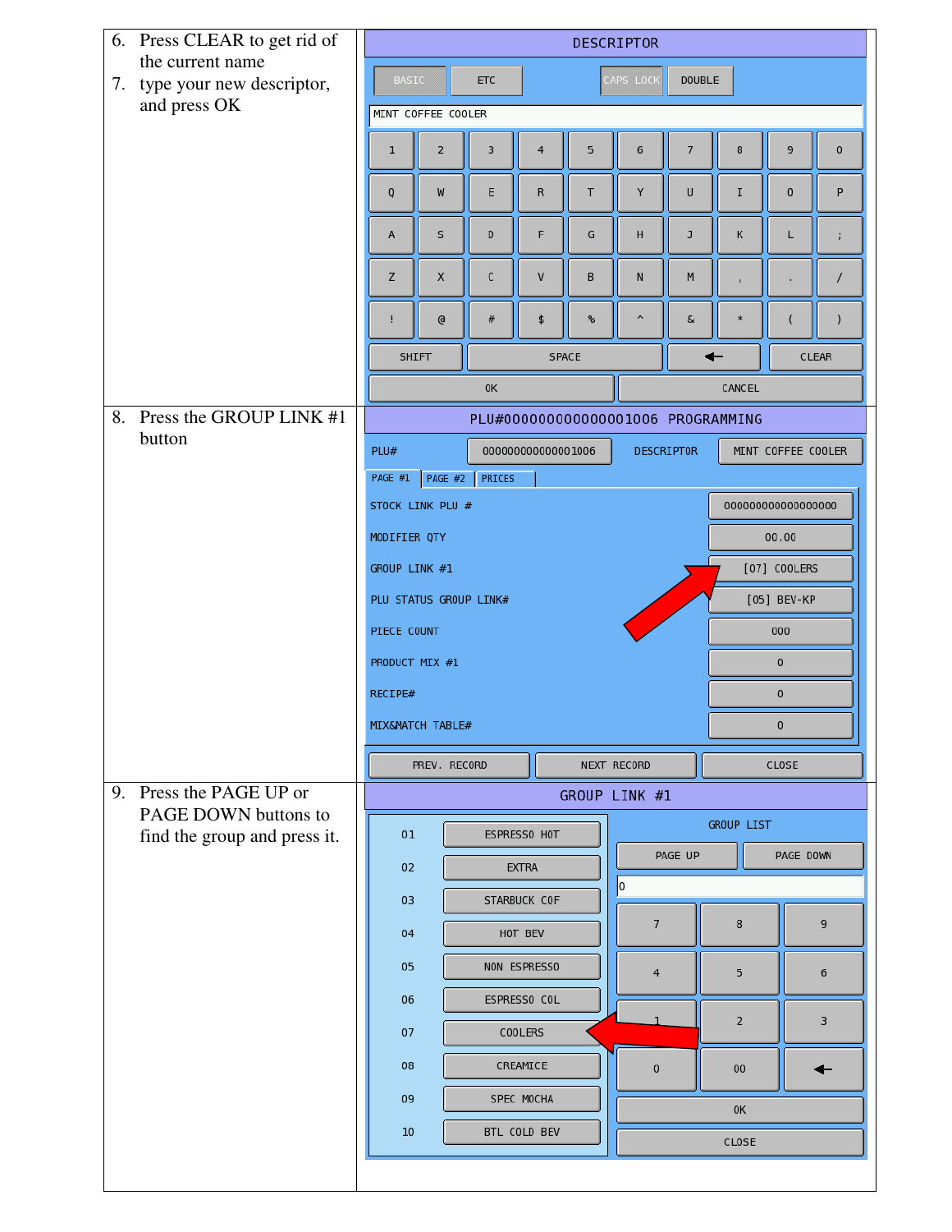6. Press CLEAR to get rid of the current name
7. type your new descriptor, and press OK

DESCRIPTOR

BASIC | ETC | CAPS LOCK | DOUBLE

MINT COFFEE COOLER

1 2 3 4 5 6 7 8 9 0
Q W E R T Y U I O P
A S D F G H J K L ;
Z X C V B N M , . /
! @ # $ % ^ & * ( )
SHIFT | SPACE | ← | CLEAR
OK | CANCEL

8. Press the GROUP LINK #1 button

PLU#0000000000000001006 PROGRAMMING

PLU# 0000000000000001006 DESCRIPTOR MINT COFFEE COOLER

PAGE #1 | PAGE #2 | PRICES

| | |
|---|---|
| STOCK LINK PLU # | 000000000000000000 |
| MODIFIER QTY | 00.00 |
| GROUP LINK #1 | [07] COOLERS |
| PLU STATUS GROUP LINK# | [05] BEV-KP |
| PIECE COUNT | 000 |
| PRODUCT MIX #1 | 0 |
| RECIPE# | 0 |
| MIX&MATCH TABLE# | 0 |

PREV. RECORD | NEXT RECORD | CLOSE

9. Press the PAGE UP or PAGE DOWN buttons to find the group and press it.

GROUP LINK #1

| | |
|---|---|
| 01 | ESPRESSO HOT |
| 02 | EXTRA |
| 03 | STARBUCK COF |
| 04 | HOT BEV |
| 05 | NON ESPRESSO |
| 06 | ESPRESSO COL |
| 07 | COOLERS |
| 08 | CREAMICE |
| 09 | SPEC MOCHA |
| 10 | BTL COLD BEV |

GROUP LIST

PAGE UP | PAGE DOWN

0

7 8 9
4 5 6
1 2 3
0 00 ←
OK
CLOSE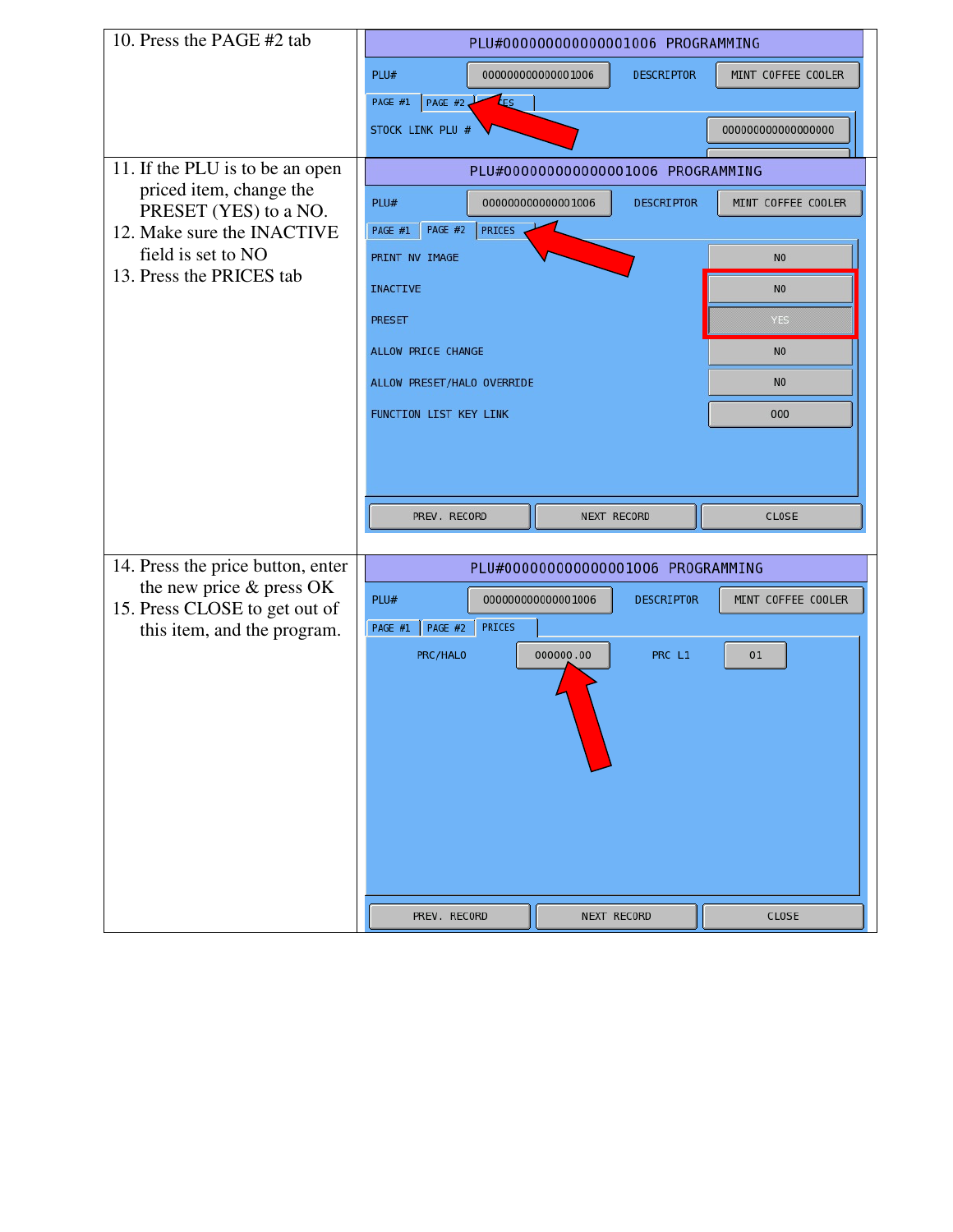10. Press the PAGE #2 tab
11. If the PLU is to be an open priced item, change the PRESET (YES) to a NO.
12. Make sure the INACTIVE field is set to NO
13. Press the PRICES tab
14. Press the price button, enter the new price & press OK
15. Press CLOSE to get out of this item, and the program.